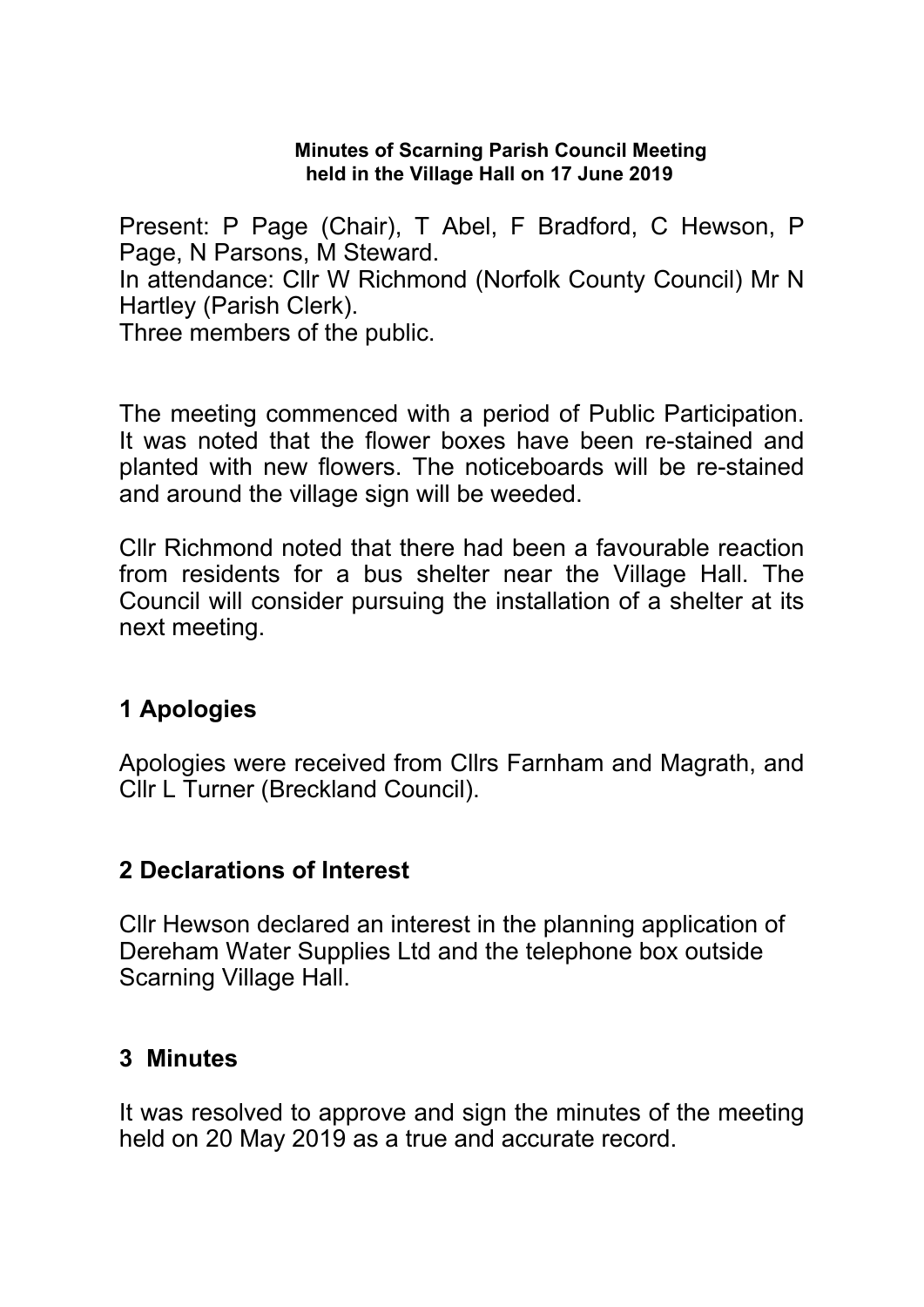**Minutes of Scarning Parish Council Meeting held in the Village Hall on 17 June 2019**

Present: P Page (Chair), T Abel, F Bradford, C Hewson, P Page, N Parsons, M Steward.
In attendance: Cllr W Richmond (Norfolk County Council) Mr N Hartley (Parish Clerk).
Three members of the public.

The meeting commenced with a period of Public Participation. It was noted that the flower boxes have been re-stained and planted with new flowers. The noticeboards will be re-stained and around the village sign will be weeded.

Cllr Richmond noted that there had been a favourable reaction from residents for a bus shelter near the Village Hall. The Council will consider pursuing the installation of a shelter at its next meeting.

## 1 Apologies

Apologies were received from Cllrs Farnham and Magrath, and Cllr L Turner (Breckland Council).

## 2 Declarations of Interest

Cllr Hewson declared an interest in the planning application of Dereham Water Supplies Ltd and the telephone box outside Scarning Village Hall.

## 3 Minutes

It was resolved to approve and sign the minutes of the meeting held on 20 May 2019 as a true and accurate record.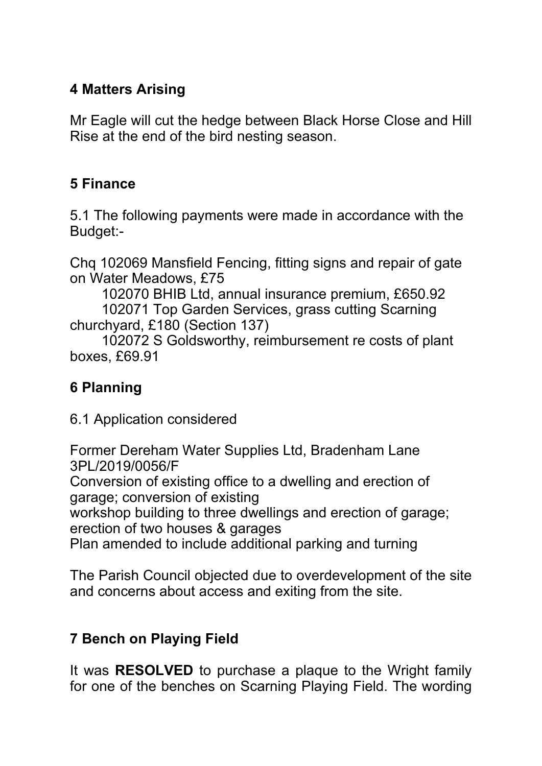## 4 Matters Arising

Mr Eagle will cut the hedge between Black Horse Close and Hill Rise at the end of the bird nesting season.

## 5 Finance

5.1 The following payments were made in accordance with the Budget:-

Chq 102069 Mansfield Fencing, fitting signs and repair of gate on Water Meadows, £75

102070 BHIB Ltd, annual insurance premium, £650.92

102071 Top Garden Services, grass cutting Scarning churchyard, £180 (Section 137)

102072 S Goldsworthy, reimbursement re costs of plant boxes, £69.91

## 6 Planning

6.1 Application considered

Former Dereham Water Supplies Ltd, Bradenham Lane
3PL/2019/0056/F
Conversion of existing office to a dwelling and erection of garage; conversion of existing
workshop building to three dwellings and erection of garage; erection of two houses & garages
Plan amended to include additional parking and turning

The Parish Council objected due to overdevelopment of the site and concerns about access and exiting from the site.

## 7 Bench on Playing Field

It was **RESOLVED** to purchase a plaque to the Wright family for one of the benches on Scarning Playing Field. The wording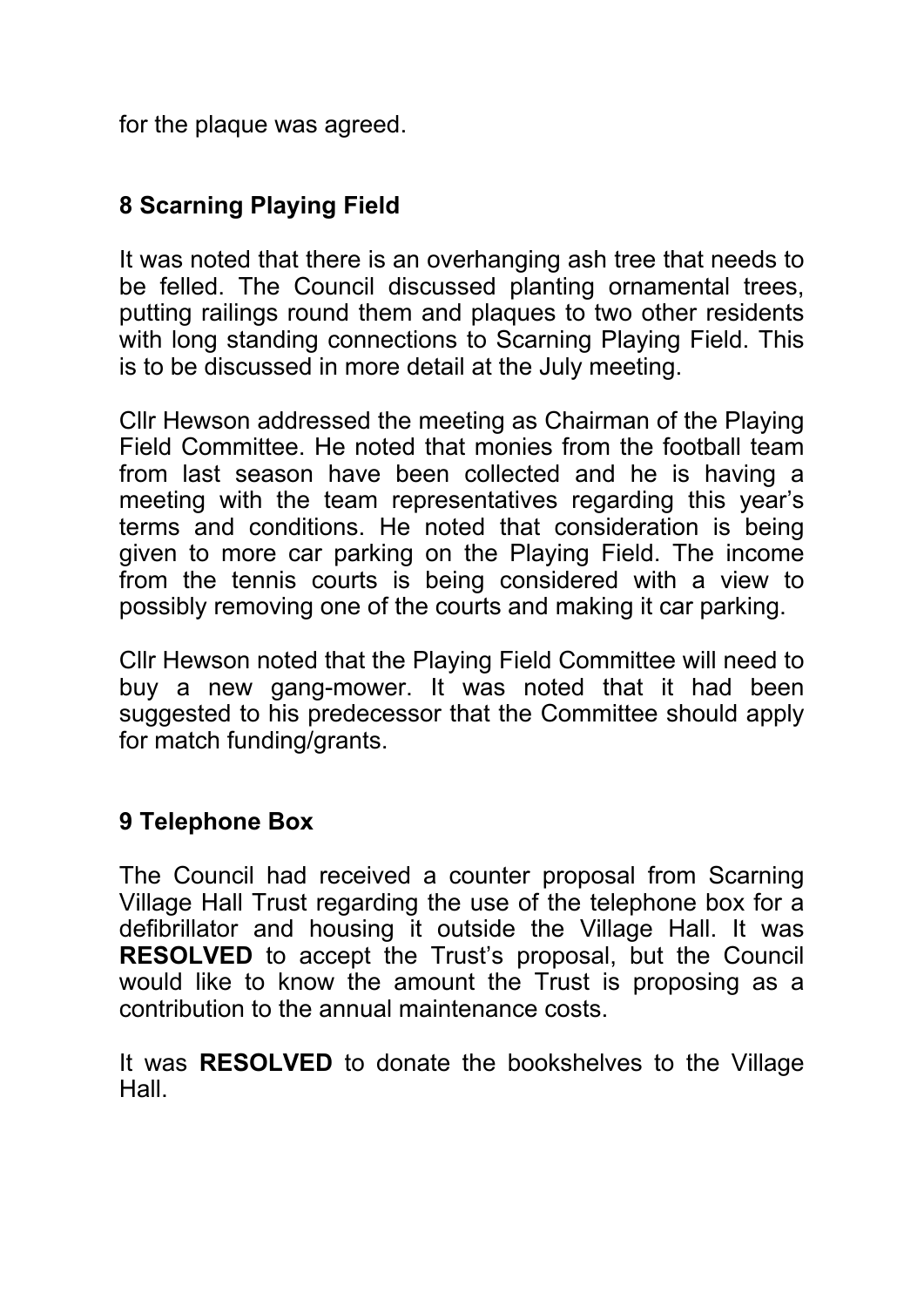for the plaque was agreed.

## 8 Scarning Playing Field

It was noted that there is an overhanging ash tree that needs to be felled. The Council discussed planting ornamental trees, putting railings round them and plaques to two other residents with long standing connections to Scarning Playing Field. This is to be discussed in more detail at the July meeting.

Cllr Hewson addressed the meeting as Chairman of the Playing Field Committee. He noted that monies from the football team from last season have been collected and he is having a meeting with the team representatives regarding this year's terms and conditions. He noted that consideration is being given to more car parking on the Playing Field. The income from the tennis courts is being considered with a view to possibly removing one of the courts and making it car parking.

Cllr Hewson noted that the Playing Field Committee will need to buy a new gang-mower. It was noted that it had been suggested to his predecessor that the Committee should apply for match funding/grants.

## 9 Telephone Box

The Council had received a counter proposal from Scarning Village Hall Trust regarding the use of the telephone box for a defibrillator and housing it outside the Village Hall. It was **RESOLVED** to accept the Trust's proposal, but the Council would like to know the amount the Trust is proposing as a contribution to the annual maintenance costs.

It was **RESOLVED** to donate the bookshelves to the Village Hall.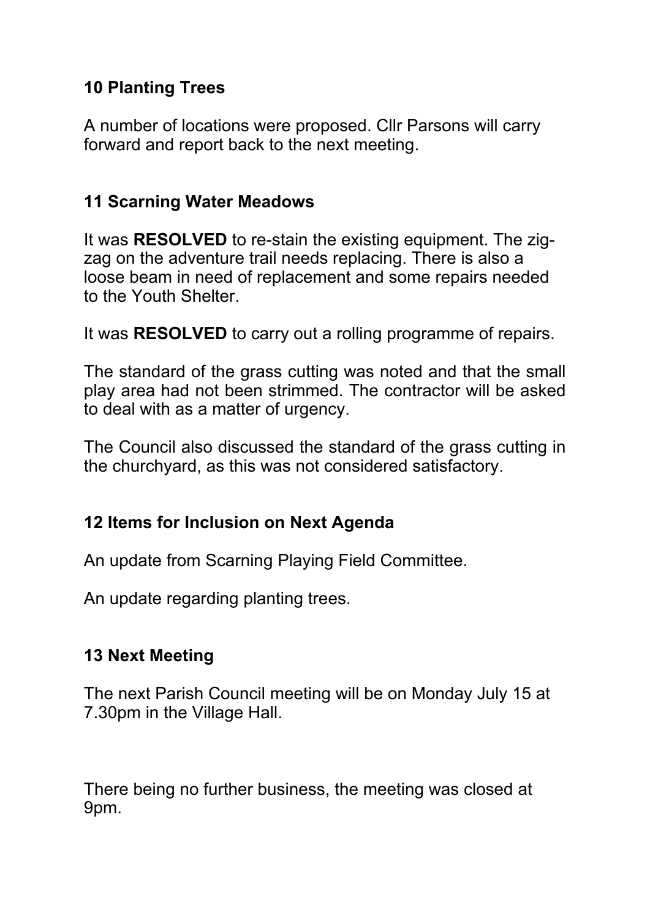## 10 Planting Trees

A number of locations were proposed. Cllr Parsons will carry forward and report back to the next meeting.

## 11 Scarning Water Meadows

It was **RESOLVED** to re-stain the existing equipment. The zig-zag on the adventure trail needs replacing. There is also a loose beam in need of replacement and some repairs needed to the Youth Shelter.

It was **RESOLVED** to carry out a rolling programme of repairs.

The standard of the grass cutting was noted and that the small play area had not been strimmed. The contractor will be asked to deal with as a matter of urgency.

The Council also discussed the standard of the grass cutting in the churchyard, as this was not considered satisfactory.

## 12 Items for Inclusion on Next Agenda

An update from Scarning Playing Field Committee.

An update regarding planting trees.

## 13 Next Meeting

The next Parish Council meeting will be on Monday July 15 at 7.30pm in the Village Hall.

There being no further business, the meeting was closed at 9pm.